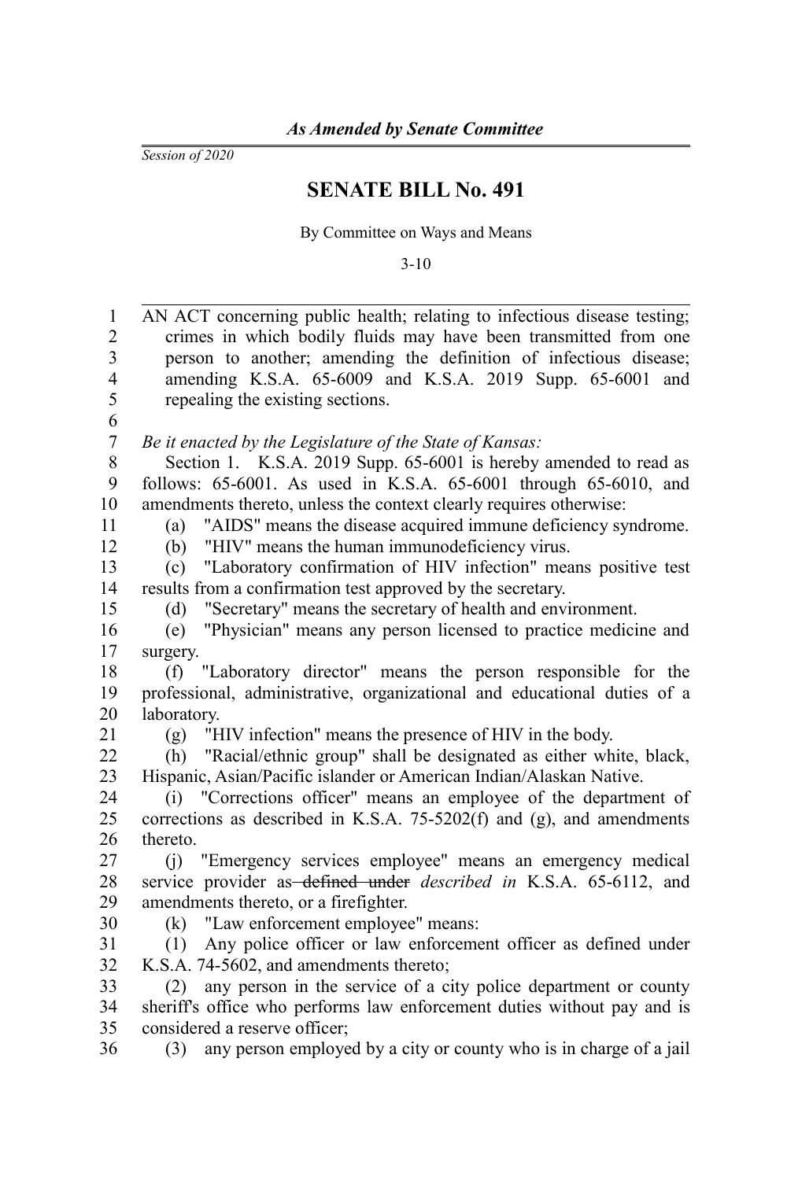*As Amended by Senate Committee*

*Session of 2020*

# SENATE BILL No. 491

By Committee on Ways and Means

3-10

AN ACT concerning public health; relating to infectious disease testing; crimes in which bodily fluids may have been transmitted from one person to another; amending the definition of infectious disease; amending K.S.A. 65-6009 and K.S.A. 2019 Supp. 65-6001 and repealing the existing sections.

*Be it enacted by the Legislature of the State of Kansas:*

Section 1. K.S.A. 2019 Supp. 65-6001 is hereby amended to read as follows: 65-6001. As used in K.S.A. 65-6001 through 65-6010, and amendments thereto, unless the context clearly requires otherwise:

(a) "AIDS" means the disease acquired immune deficiency syndrome.

(b) "HIV" means the human immunodeficiency virus.

(c) "Laboratory confirmation of HIV infection" means positive test results from a confirmation test approved by the secretary.

(d) "Secretary" means the secretary of health and environment.

(e) "Physician" means any person licensed to practice medicine and surgery.

(f) "Laboratory director" means the person responsible for the professional, administrative, organizational and educational duties of a laboratory.

(g) "HIV infection" means the presence of HIV in the body.

(h) "Racial/ethnic group" shall be designated as either white, black, Hispanic, Asian/Pacific islander or American Indian/Alaskan Native.

(i) "Corrections officer" means an employee of the department of corrections as described in K.S.A. 75-5202(f) and (g), and amendments thereto.

(j) "Emergency services employee" means an emergency medical service provider as ~~defined under~~ *described in* K.S.A. 65-6112, and amendments thereto, or a firefighter.

(k) "Law enforcement employee" means:

(1) Any police officer or law enforcement officer as defined under K.S.A. 74-5602, and amendments thereto;

(2) any person in the service of a city police department or county sheriff's office who performs law enforcement duties without pay and is considered a reserve officer;

(3) any person employed by a city or county who is in charge of a jail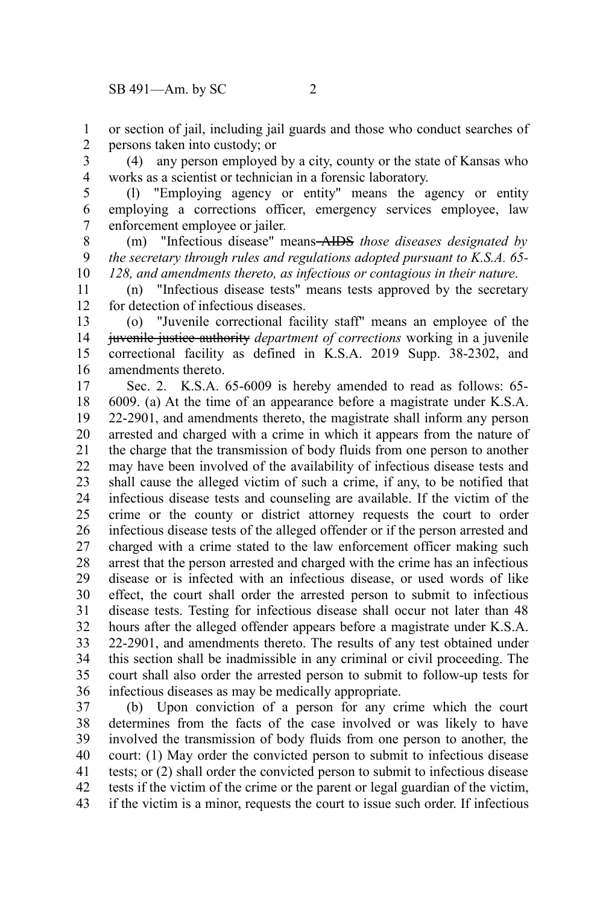or section of jail, including jail guards and those who conduct searches of persons taken into custody; or

(4) any person employed by a city, county or the state of Kansas who works as a scientist or technician in a forensic laboratory.

(l) "Employing agency or entity" means the agency or entity employing a corrections officer, emergency services employee, law enforcement employee or jailer.

(m) "Infectious disease" means ~~AIDS~~ *those diseases designated by the secretary through rules and regulations adopted pursuant to K.S.A. 65-128, and amendments thereto, as infectious or contagious in their nature*.

(n) "Infectious disease tests" means tests approved by the secretary for detection of infectious diseases.

(o) "Juvenile correctional facility staff" means an employee of the ~~juvenile justice authority~~ *department of corrections* working in a juvenile correctional facility as defined in K.S.A. 2019 Supp. 38-2302, and amendments thereto.

Sec. 2. K.S.A. 65-6009 is hereby amended to read as follows: 65-6009. (a) At the time of an appearance before a magistrate under K.S.A. 22-2901, and amendments thereto, the magistrate shall inform any person arrested and charged with a crime in which it appears from the nature of the charge that the transmission of body fluids from one person to another may have been involved of the availability of infectious disease tests and shall cause the alleged victim of such a crime, if any, to be notified that infectious disease tests and counseling are available. If the victim of the crime or the county or district attorney requests the court to order infectious disease tests of the alleged offender or if the person arrested and charged with a crime stated to the law enforcement officer making such arrest that the person arrested and charged with the crime has an infectious disease or is infected with an infectious disease, or used words of like effect, the court shall order the arrested person to submit to infectious disease tests. Testing for infectious disease shall occur not later than 48 hours after the alleged offender appears before a magistrate under K.S.A. 22-2901, and amendments thereto. The results of any test obtained under this section shall be inadmissible in any criminal or civil proceeding. The court shall also order the arrested person to submit to follow-up tests for infectious diseases as may be medically appropriate.

(b) Upon conviction of a person for any crime which the court determines from the facts of the case involved or was likely to have involved the transmission of body fluids from one person to another, the court: (1) May order the convicted person to submit to infectious disease tests; or (2) shall order the convicted person to submit to infectious disease tests if the victim of the crime or the parent or legal guardian of the victim, if the victim is a minor, requests the court to issue such order. If infectious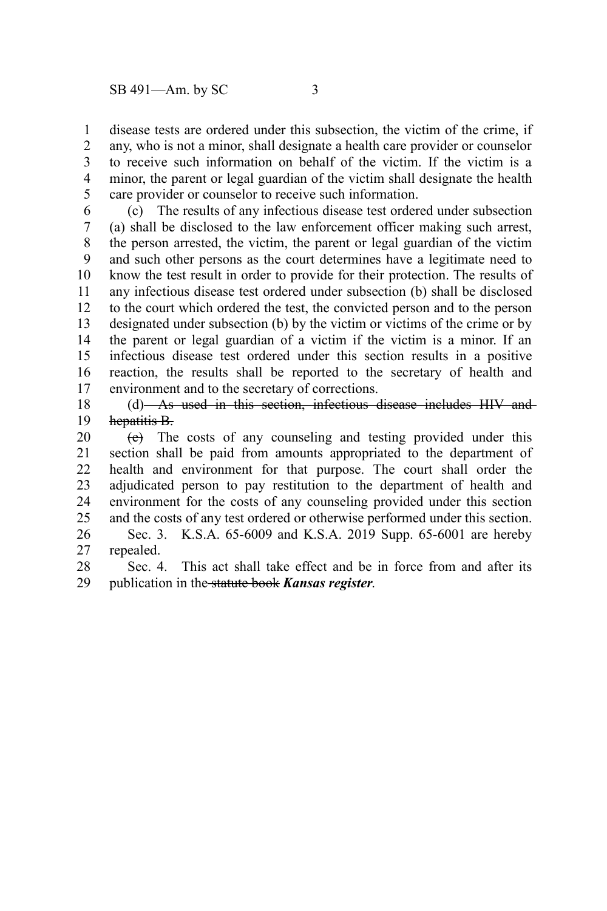disease tests are ordered under this subsection, the victim of the crime, if any, who is not a minor, shall designate a health care provider or counselor to receive such information on behalf of the victim. If the victim is a minor, the parent or legal guardian of the victim shall designate the health care provider or counselor to receive such information.

(c) The results of any infectious disease test ordered under subsection (a) shall be disclosed to the law enforcement officer making such arrest, the person arrested, the victim, the parent or legal guardian of the victim and such other persons as the court determines have a legitimate need to know the test result in order to provide for their protection. The results of any infectious disease test ordered under subsection (b) shall be disclosed to the court which ordered the test, the convicted person and to the person designated under subsection (b) by the victim or victims of the crime or by the parent or legal guardian of a victim if the victim is a minor. If an infectious disease test ordered under this section results in a positive reaction, the results shall be reported to the secretary of health and environment and to the secretary of corrections.

(d) ~~As used in this section, infectious disease includes HIV and hepatitis B.~~

~~(e)~~ The costs of any counseling and testing provided under this section shall be paid from amounts appropriated to the department of health and environment for that purpose. The court shall order the adjudicated person to pay restitution to the department of health and environment for the costs of any counseling provided under this section and the costs of any test ordered or otherwise performed under this section.

Sec. 3. K.S.A. 65-6009 and K.S.A. 2019 Supp. 65-6001 are hereby repealed.

Sec. 4. This act shall take effect and be in force from and after its publication in the ~~statute book~~ ***Kansas register***.